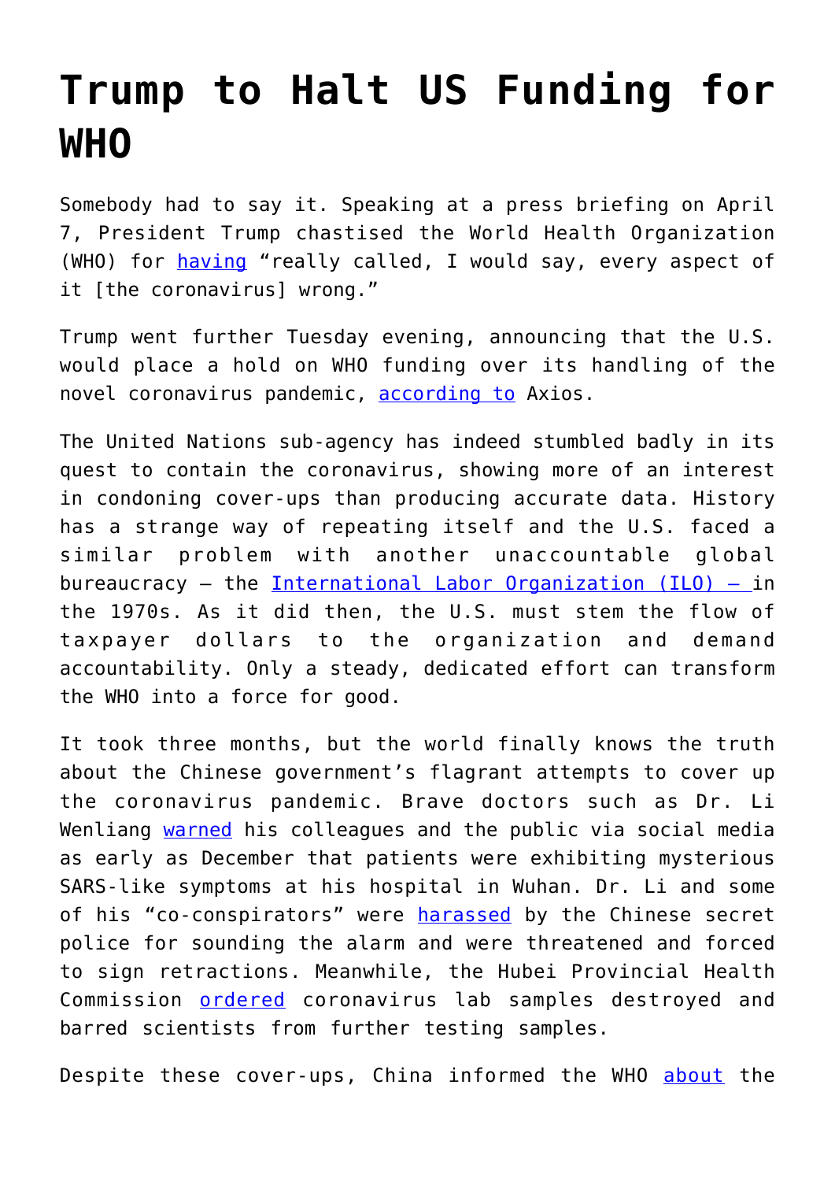# Trump to Halt US Funding for WHO

Somebody had to say it. Speaking at a press briefing on April 7, President Trump chastised the World Health Organization (WHO) for having "really called, I would say, every aspect of it [the coronavirus] wrong."

Trump went further Tuesday evening, announcing that the U.S. would place a hold on WHO funding over its handling of the novel coronavirus pandemic, according to Axios.

The United Nations sub-agency has indeed stumbled badly in its quest to contain the coronavirus, showing more of an interest in condoning cover-ups than producing accurate data. History has a strange way of repeating itself and the U.S. faced a similar problem with another unaccountable global bureaucracy – the International Labor Organization (ILO) – in the 1970s. As it did then, the U.S. must stem the flow of taxpayer dollars to the organization and demand accountability. Only a steady, dedicated effort can transform the WHO into a force for good.

It took three months, but the world finally knows the truth about the Chinese government's flagrant attempts to cover up the coronavirus pandemic. Brave doctors such as Dr. Li Wenliang warned his colleagues and the public via social media as early as December that patients were exhibiting mysterious SARS-like symptoms at his hospital in Wuhan. Dr. Li and some of his "co-conspirators" were harassed by the Chinese secret police for sounding the alarm and were threatened and forced to sign retractions. Meanwhile, the Hubei Provincial Health Commission ordered coronavirus lab samples destroyed and barred scientists from further testing samples.

Despite these cover-ups, China informed the WHO about the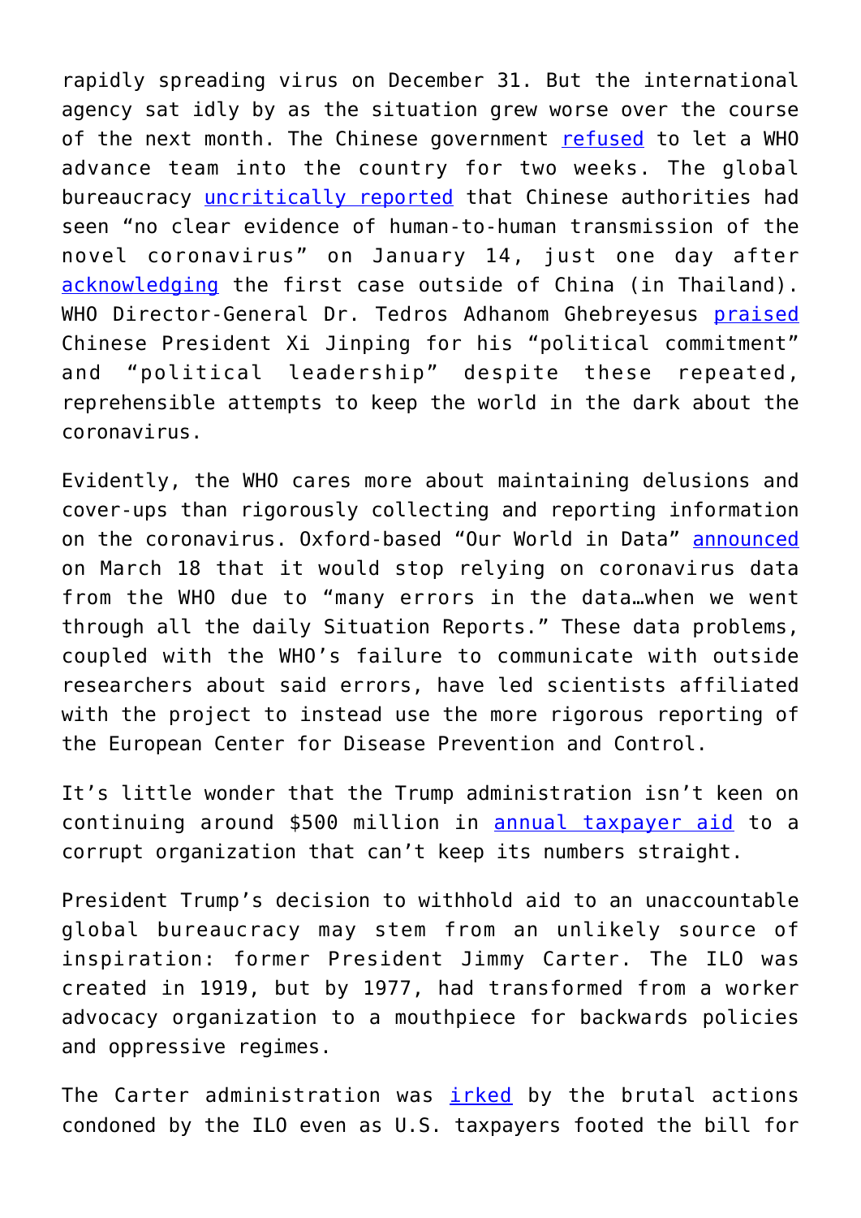rapidly spreading virus on December 31. But the international agency sat idly by as the situation grew worse over the course of the next month. The Chinese government refused to let a WHO advance team into the country for two weeks. The global bureaucracy uncritically reported that Chinese authorities had seen "no clear evidence of human-to-human transmission of the novel coronavirus" on January 14, just one day after acknowledging the first case outside of China (in Thailand). WHO Director-General Dr. Tedros Adhanom Ghebreyesus praised Chinese President Xi Jinping for his "political commitment" and "political leadership" despite these repeated, reprehensible attempts to keep the world in the dark about the coronavirus.

Evidently, the WHO cares more about maintaining delusions and cover-ups than rigorously collecting and reporting information on the coronavirus. Oxford-based "Our World in Data" announced on March 18 that it would stop relying on coronavirus data from the WHO due to "many errors in the data…when we went through all the daily Situation Reports." These data problems, coupled with the WHO's failure to communicate with outside researchers about said errors, have led scientists affiliated with the project to instead use the more rigorous reporting of the European Center for Disease Prevention and Control.

It's little wonder that the Trump administration isn't keen on continuing around $500 million in annual taxpayer aid to a corrupt organization that can't keep its numbers straight.

President Trump's decision to withhold aid to an unaccountable global bureaucracy may stem from an unlikely source of inspiration: former President Jimmy Carter. The ILO was created in 1919, but by 1977, had transformed from a worker advocacy organization to a mouthpiece for backwards policies and oppressive regimes.

The Carter administration was irked by the brutal actions condoned by the ILO even as U.S. taxpayers footed the bill for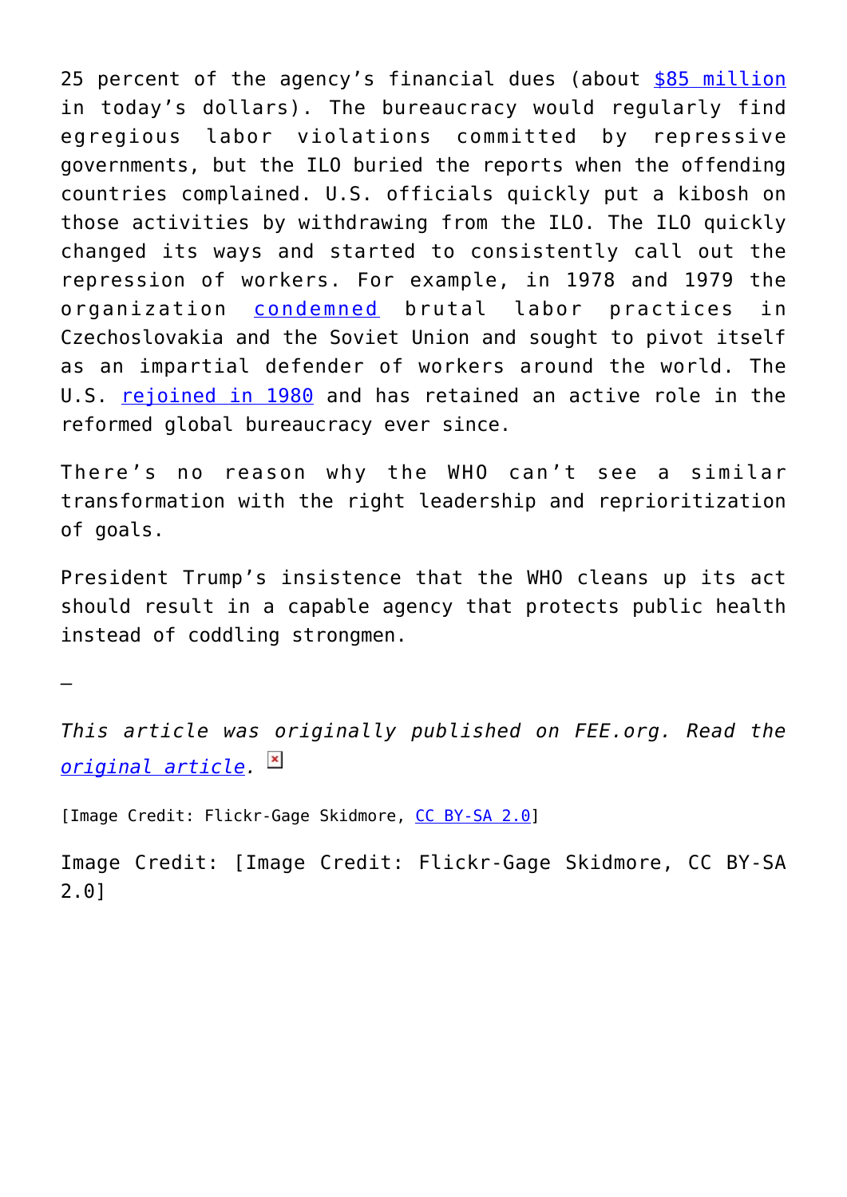25 percent of the agency's financial dues (about $85 million in today's dollars). The bureaucracy would regularly find egregious labor violations committed by repressive governments, but the ILO buried the reports when the offending countries complained. U.S. officials quickly put a kibosh on those activities by withdrawing from the ILO. The ILO quickly changed its ways and started to consistently call out the repression of workers. For example, in 1978 and 1979 the organization condemned brutal labor practices in Czechoslovakia and the Soviet Union and sought to pivot itself as an impartial defender of workers around the world. The U.S. rejoined in 1980 and has retained an active role in the reformed global bureaucracy ever since.

There's no reason why the WHO can't see a similar transformation with the right leadership and reprioritization of goals.

President Trump's insistence that the WHO cleans up its act should result in a capable agency that protects public health instead of coddling strongmen.

—

*This article was originally published on FEE.org. Read the original article.*

[Image Credit: Flickr-Gage Skidmore, CC BY-SA 2.0]

Image Credit: [Image Credit: Flickr-Gage Skidmore, CC BY-SA 2.0]